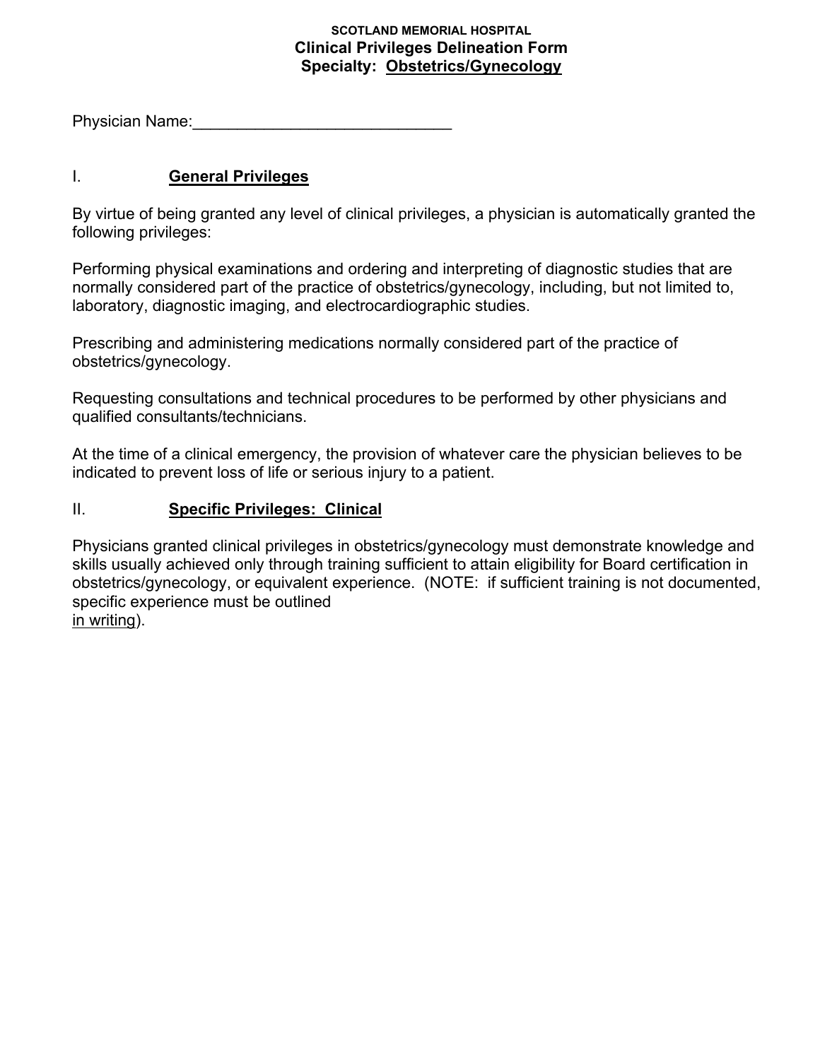**SCOTLAND MEMORIAL HOSPITAL**

# Clinical Privileges Delineation Form

## Specialty: Obstetrics/Gynecology

Physician Name:______________________________

## I. General Privileges

By virtue of being granted any level of clinical privileges, a physician is automatically granted the following privileges:

Performing physical examinations and ordering and interpreting of diagnostic studies that are normally considered part of the practice of obstetrics/gynecology, including, but not limited to, laboratory, diagnostic imaging, and electrocardiographic studies.

Prescribing and administering medications normally considered part of the practice of obstetrics/gynecology.

Requesting consultations and technical procedures to be performed by other physicians and qualified consultants/technicians.

At the time of a clinical emergency, the provision of whatever care the physician believes to be indicated to prevent loss of life or serious injury to a patient.

## II. Specific Privileges: Clinical

Physicians granted clinical privileges in obstetrics/gynecology must demonstrate knowledge and skills usually achieved only through training sufficient to attain eligibility for Board certification in obstetrics/gynecology, or equivalent experience. (NOTE: if sufficient training is not documented, specific experience must be outlined in writing).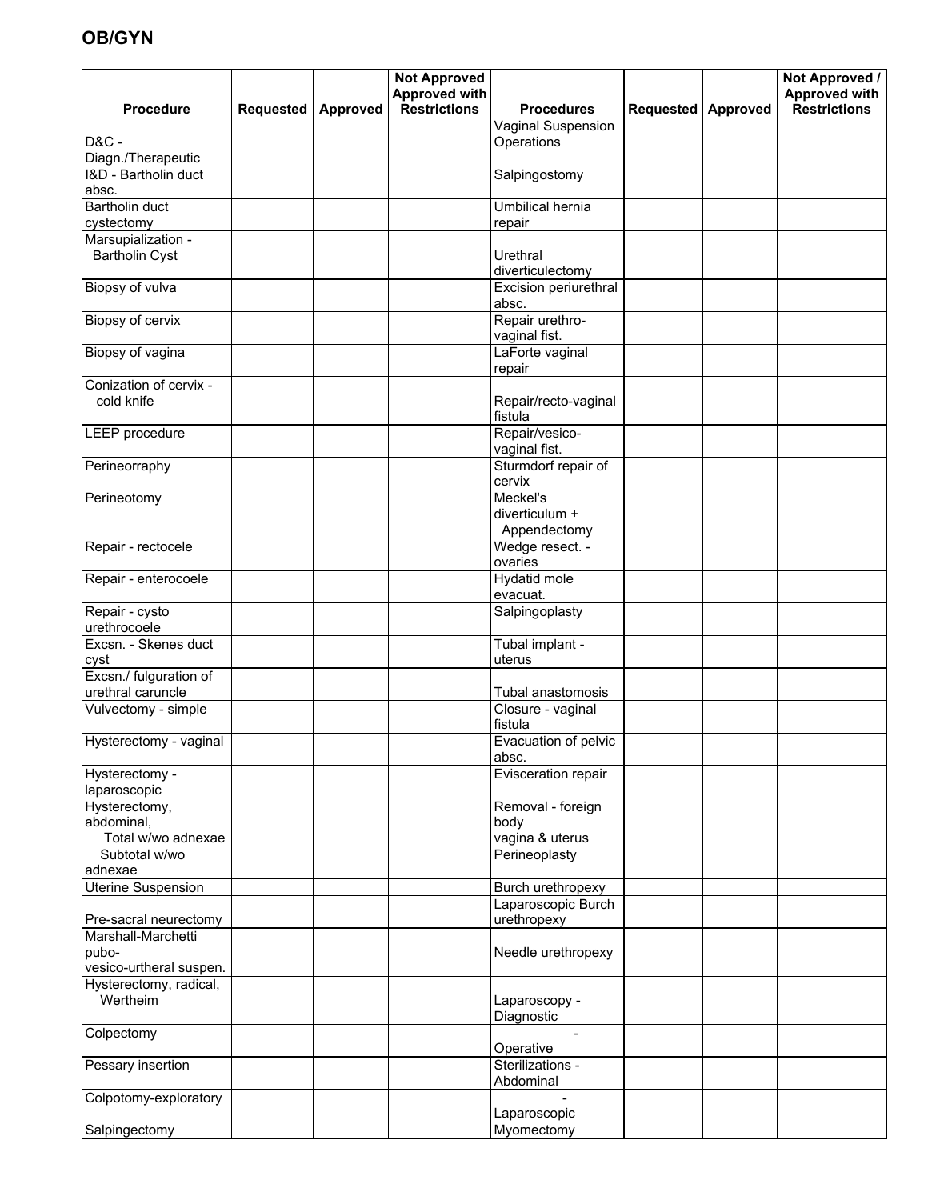## OB/GYN

| Procedure | Requested | Approved | Not Approved Approved with Restrictions | Procedures | Requested | Approved | Not Approved / Approved with Restrictions |
|---|---|---|---|---|---|---|---|
| D&C - Diagn./Therapeutic | | | | Vaginal Suspension Operations | | | |
| I&D - Bartholin duct absc. | | | | Salpingostomy | | | |
| Bartholin duct cystectomy | | | | Umbilical hernia repair | | | |
| Marsupialization - Bartholin Cyst | | | | Urethral diverticulectomy | | | |
| Biopsy of vulva | | | | Excision periurethral absc. | | | |
| Biopsy of cervix | | | | Repair urethro-vaginal fist. | | | |
| Biopsy of vagina | | | | LaForte vaginal repair | | | |
| Conization of cervix - cold knife | | | | Repair/recto-vaginal fistula | | | |
| LEEP procedure | | | | Repair/vesico-vaginal fist. | | | |
| Perineorraphy | | | | Sturmdorf repair of cervix | | | |
| Perineotomy | | | | Meckel's diverticulum + Appendectomy | | | |
| Repair - rectocele | | | | Wedge resect. - ovaries | | | |
| Repair - enterocoele | | | | Hydatid mole evacuat. | | | |
| Repair - cysto urethrocoele | | | | Salpingoplasty | | | |
| Excsn. - Skenes duct cyst | | | | Tubal implant - uterus | | | |
| Excsn./ fulguration of urethral caruncle | | | | Tubal anastomosis | | | |
| Vulvectomy - simple | | | | Closure - vaginal fistula | | | |
| Hysterectomy - vaginal | | | | Evacuation of pelvic absc. | | | |
| Hysterectomy - laparoscopic | | | | Evisceration repair | | | |
| Hysterectomy, abdominal, Total w/wo adnexae | | | | Removal - foreign body vagina & uterus | | | |
| Subtotal w/wo adnexae | | | | Perineoplasty | | | |
| Uterine Suspension | | | | Burch urethropexy | | | |
| Pre-sacral neurectomy | | | | Laparoscopic Burch urethropexy | | | |
| Marshall-Marchetti pubo-vesico-urtheral suspen. | | | | Needle urethropexy | | | |
| Hysterectomy, radical, Wertheim | | | | Laparoscopy - Diagnostic | | | |
| Colpectomy | | | | - Operative | | | |
| Pessary insertion | | | | Sterilizations - Abdominal | | | |
| Colpotomy-exploratory | | | | - Laparoscopic | | | |
| Salpingectomy | | | | Myomectomy | | | |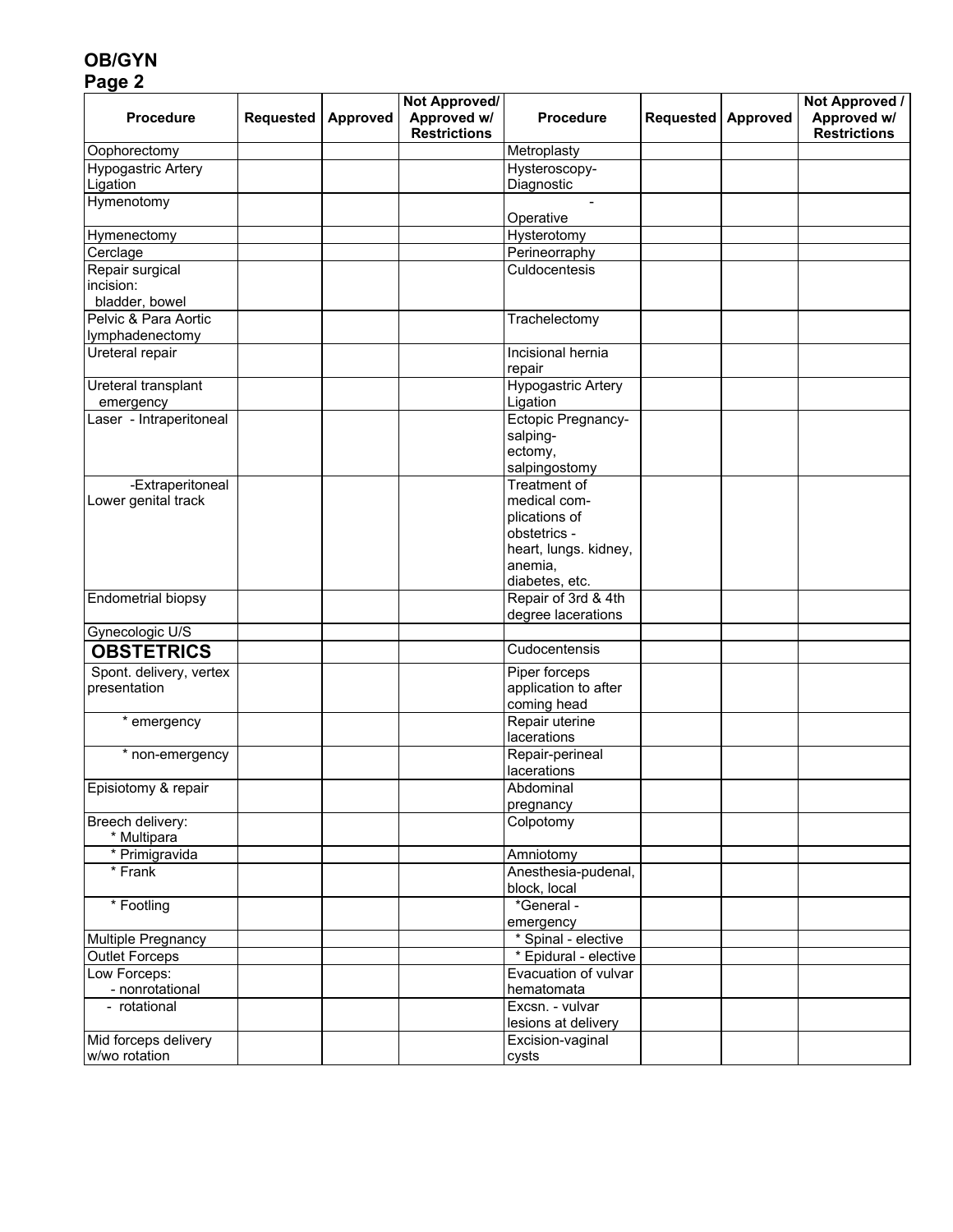# OB/GYN

## Page 2

| Procedure | Requested | Approved | Not Approved/ Approved w/ Restrictions | Procedure | Requested | Approved | Not Approved / Approved w/ Restrictions |
|---|---|---|---|---|---|---|---|
| Oophorectomy | | | | Metroplasty | | | |
| Hypogastric Artery Ligation | | | | Hysteroscopy- Diagnostic | | | |
| Hymenotomy | | | | - Operative | | | |
| Hymenectomy | | | | Hysterotomy | | | |
| Cerclage | | | | Perineorraphy | | | |
| Repair surgical incision: bladder, bowel | | | | Culdocentesis | | | |
| Pelvic & Para Aortic lymphadenectomy | | | | Trachelectomy | | | |
| Ureteral repair | | | | Incisional hernia repair | | | |
| Ureteral transplant emergency | | | | Hypogastric Artery Ligation | | | |
| Laser - Intraperitoneal | | | | Ectopic Pregnancy- salping- ectomy, salpingostomy | | | |
| -Extraperitoneal Lower genital track | | | | Treatment of medical com- plications of obstetrics - heart, lungs. kidney, anemia, diabetes, etc. | | | |
| Endometrial biopsy | | | | Repair of 3rd & 4th degree lacerations | | | |
| Gynecologic U/S | | | | | | | |
| **OBSTETRICS** | | | | Cudocentensis | | | |
| Spont. delivery, vertex presentation | | | | Piper forceps application to after coming head | | | |
| * emergency | | | | Repair uterine lacerations | | | |
| * non-emergency | | | | Repair-perineal lacerations | | | |
| Episiotomy & repair | | | | Abdominal pregnancy | | | |
| Breech delivery: * Multipara | | | | Colpotomy | | | |
| * Primigravida | | | | Amniotomy | | | |
| * Frank | | | | Anesthesia-pudenal, block, local | | | |
| * Footling | | | | *General - emergency | | | |
| Multiple Pregnancy | | | | * Spinal - elective | | | |
| Outlet Forceps | | | | * Epidural - elective | | | |
| Low Forceps: - nonrotational | | | | Evacuation of vulvar hematomata | | | |
| - rotational | | | | Excsn. - vulvar lesions at delivery | | | |
| Mid forceps delivery w/wo rotation | | | | Excision-vaginal cysts | | | |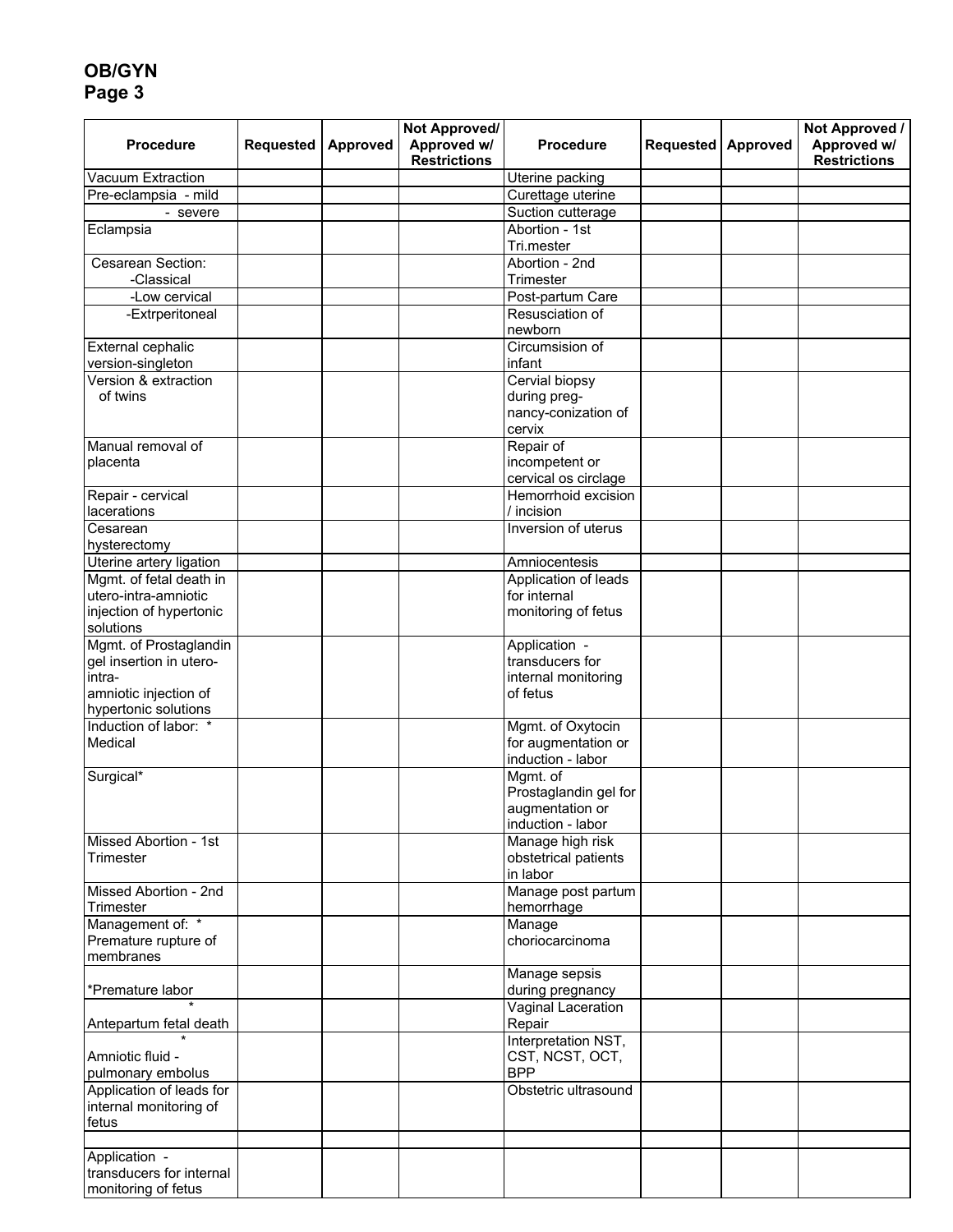**OB/GYN**
**Page 3**

| Procedure | Requested | Approved | Not Approved/ Approved w/ Restrictions | Procedure | Requested | Approved | Not Approved / Approved w/ Restrictions |
|---|---|---|---|---|---|---|---|
| Vacuum Extraction | | | | Uterine packing | | | |
| Pre-eclampsia - mild | | | | Curettage uterine | | | |
| - severe | | | | Suction cutterage | | | |
| Eclampsia | | | | Abortion - 1st Tri.mester | | | |
| Cesarean Section: -Classical | | | | Abortion - 2nd Trimester | | | |
| -Low cervical | | | | Post-partum Care | | | |
| -Extrperitoneal | | | | Resusciation of newborn | | | |
| External cephalic version-singleton | | | | Circumsision of infant | | | |
| Version & extraction of twins | | | | Cervial biopsy during preg-nancy-conization of cervix | | | |
| Manual removal of placenta | | | | Repair of incompetent or cervical os circlage | | | |
| Repair - cervical lacerations | | | | Hemorrhoid excision / incision | | | |
| Cesarean hysterectomy | | | | Inversion of uterus | | | |
| Uterine artery ligation | | | | Amniocentesis | | | |
| Mgmt. of fetal death in utero-intra-amniotic injection of hypertonic solutions | | | | Application of leads for internal monitoring of fetus | | | |
| Mgmt. of Prostaglandin gel insertion in utero-intra-amniotic injection of hypertonic solutions | | | | Application - transducers for internal monitoring of fetus | | | |
| Induction of labor: * Medical | | | | Mgmt. of Oxytocin for augmentation or induction - labor | | | |
| Surgical* | | | | Mgmt. of Prostaglandin gel for augmentation or induction - labor | | | |
| Missed Abortion - 1st Trimester | | | | Manage high risk obstetrical patients in labor | | | |
| Missed Abortion - 2nd Trimester | | | | Manage post partum hemorrhage | | | |
| Management of: * Premature rupture of membranes | | | | Manage choriocarcinoma | | | |
| *Premature labor | | | | Manage sepsis during pregnancy | | | |
| * Antepartum fetal death | | | | Vaginal Laceration Repair | | | |
| * Amniotic fluid - pulmonary embolus | | | | Interpretation NST, CST, NCST, OCT, BPP | | | |
| Application of leads for internal monitoring of fetus | | | | Obstetric ultrasound | | | |
| | | | | | | | |
| Application - transducers for internal monitoring of fetus | | | | | | | |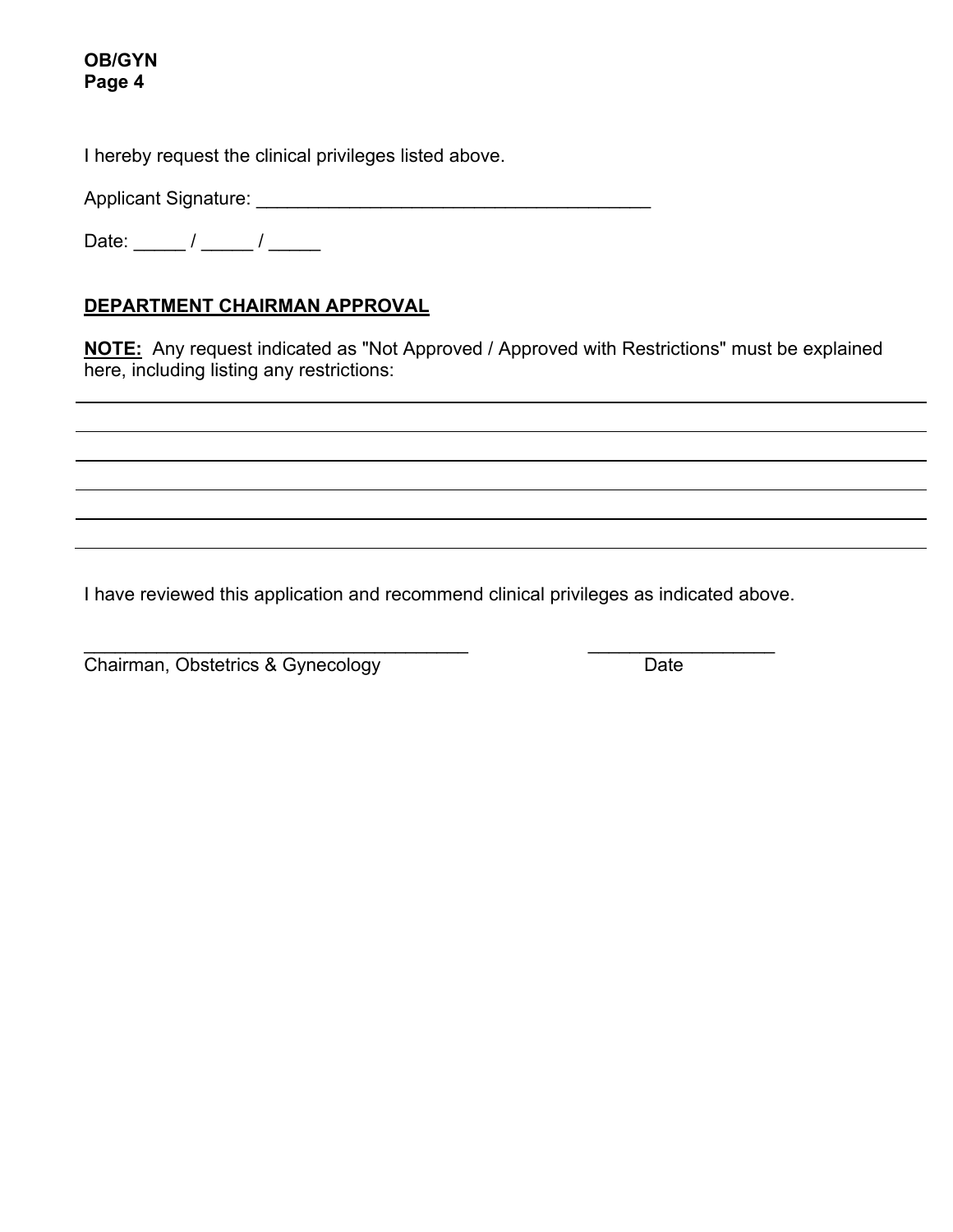I hereby request the clinical privileges listed above.

Applicant Signature: ______________________________________

Date: _____ / _____ / _____

**DEPARTMENT CHAIRMAN APPROVAL**

**NOTE:** Any request indicated as "Not Approved / Approved with Restrictions" must be explained here, including listing any restrictions:

______________________________________________________________________________

______________________________________________________________________________

______________________________________________________________________________

______________________________________________________________________________

______________________________________________________________________________

______________________________________________________________________________

I have reviewed this application and recommend clinical privileges as indicated above.

____________________________________ __________________

Chairman, Obstetrics & Gynecology Date